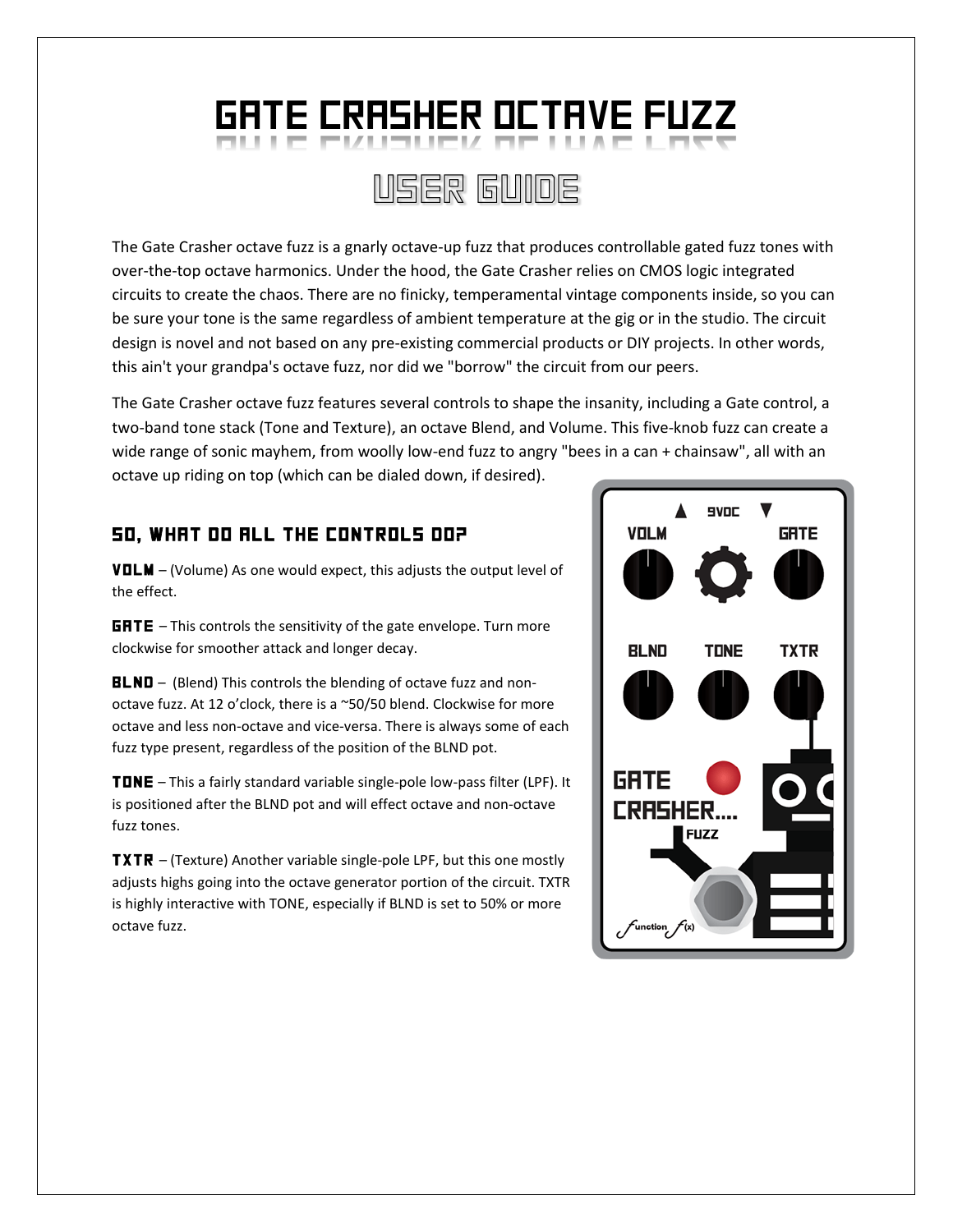# GATE CRASHER OCTAVE FUZZ

## USER GUIDE

The Gate Crasher octave fuzz is a gnarly octave-up fuzz that produces controllable gated fuzz tones with over-the-top octave harmonics. Under the hood, the Gate Crasher relies on CMOS logic integrated circuits to create the chaos. There are no finicky, temperamental vintage components inside, so you can be sure your tone is the same regardless of ambient temperature at the gig or in the studio. The circuit design is novel and not based on any pre-existing commercial products or DIY projects. In other words, this ain't your grandpa's octave fuzz, nor did we "borrow" the circuit from our peers.

The Gate Crasher octave fuzz features several controls to shape the insanity, including a Gate control, a two-band tone stack (Tone and Texture), an octave Blend, and Volume. This five-knob fuzz can create a wide range of sonic mayhem, from woolly low-end fuzz to angry "bees in a can + chainsaw", all with an octave up riding on top (which can be dialed down, if desired).

### SO, WHAT DO ALL THE CONTROLS DO?

**VOLM** – (Volume) As one would expect, this adjusts the output level of the effect.

**GATE** – This controls the sensitivity of the gate envelope. Turn more clockwise for smoother attack and longer decay.

**BLND** – (Blend) This controls the blending of octave fuzz and non-octave fuzz. At 12 o'clock, there is a ~50/50 blend. Clockwise for more octave and less non-octave and vice-versa. There is always some of each fuzz type present, regardless of the position of the BLND pot.

**TONE** – This a fairly standard variable single-pole low-pass filter (LPF). It is positioned after the BLND pot and will effect octave and non-octave fuzz tones.

**TXTR** – (Texture) Another variable single-pole LPF, but this one mostly adjusts highs going into the octave generator portion of the circuit. TXTR is highly interactive with TONE, especially if BLND is set to 50% or more octave fuzz.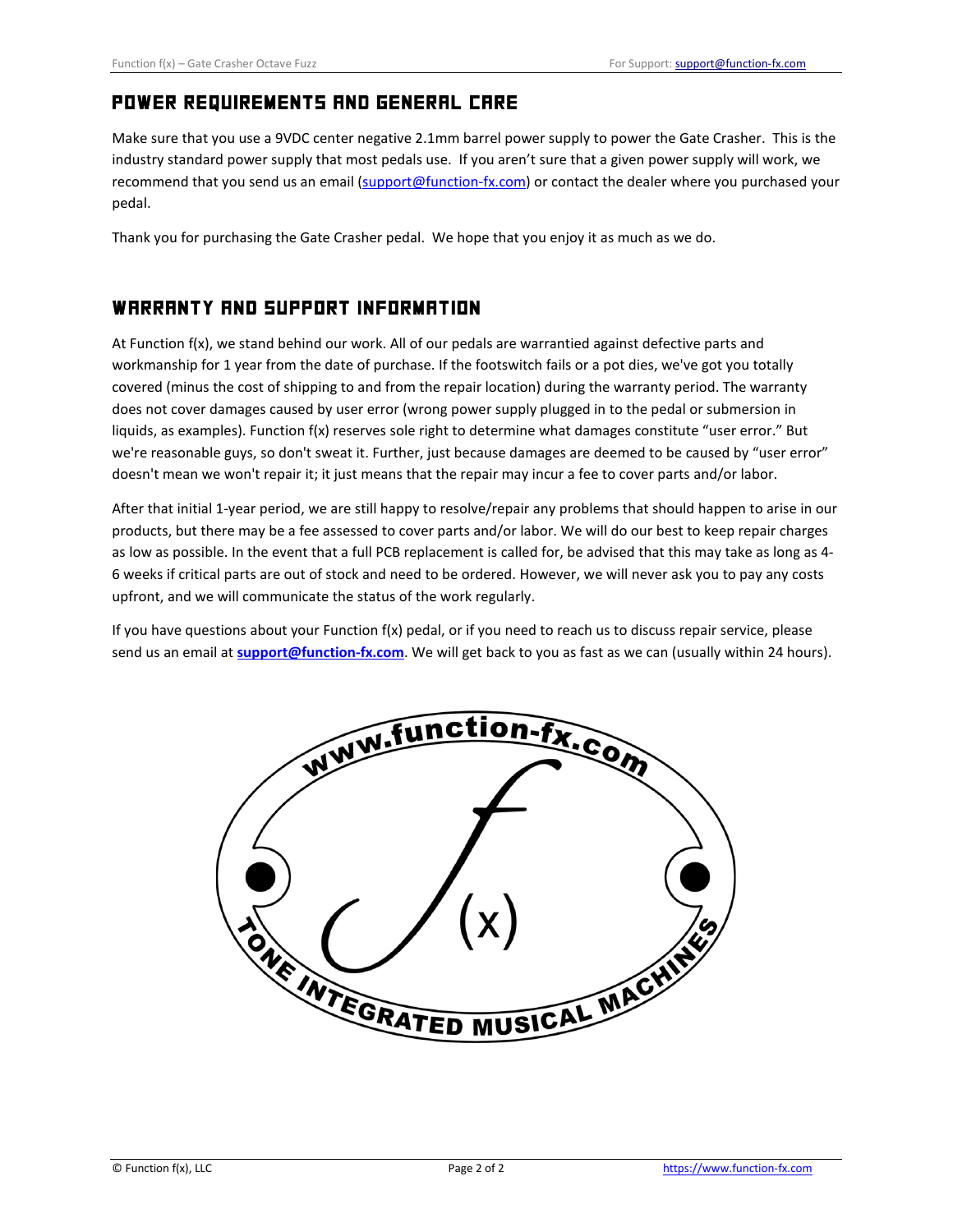## Power Requirements and General Care

Make sure that you use a 9VDC center negative 2.1mm barrel power supply to power the Gate Crasher. This is the industry standard power supply that most pedals use. If you aren't sure that a given power supply will work, we recommend that you send us an email (support@function-fx.com) or contact the dealer where you purchased your pedal.

Thank you for purchasing the Gate Crasher pedal. We hope that you enjoy it as much as we do.

## Warranty and Support Information

At Function f(x), we stand behind our work. All of our pedals are warrantied against defective parts and workmanship for 1 year from the date of purchase. If the footswitch fails or a pot dies, we've got you totally covered (minus the cost of shipping to and from the repair location) during the warranty period. The warranty does not cover damages caused by user error (wrong power supply plugged in to the pedal or submersion in liquids, as examples). Function f(x) reserves sole right to determine what damages constitute "user error." But we're reasonable guys, so don't sweat it. Further, just because damages are deemed to be caused by "user error" doesn't mean we won't repair it; it just means that the repair may incur a fee to cover parts and/or labor.

After that initial 1-year period, we are still happy to resolve/repair any problems that should happen to arise in our products, but there may be a fee assessed to cover parts and/or labor. We will do our best to keep repair charges as low as possible. In the event that a full PCB replacement is called for, be advised that this may take as long as 4-6 weeks if critical parts are out of stock and need to be ordered. However, we will never ask you to pay any costs upfront, and we will communicate the status of the work regularly.

If you have questions about your Function f(x) pedal, or if you need to reach us to discuss repair service, please send us an email at **support@function-fx.com**. We will get back to you as fast as we can (usually within 24 hours).

www.function-fx.com

TONE INTEGRATED MUSICAL MACHINES